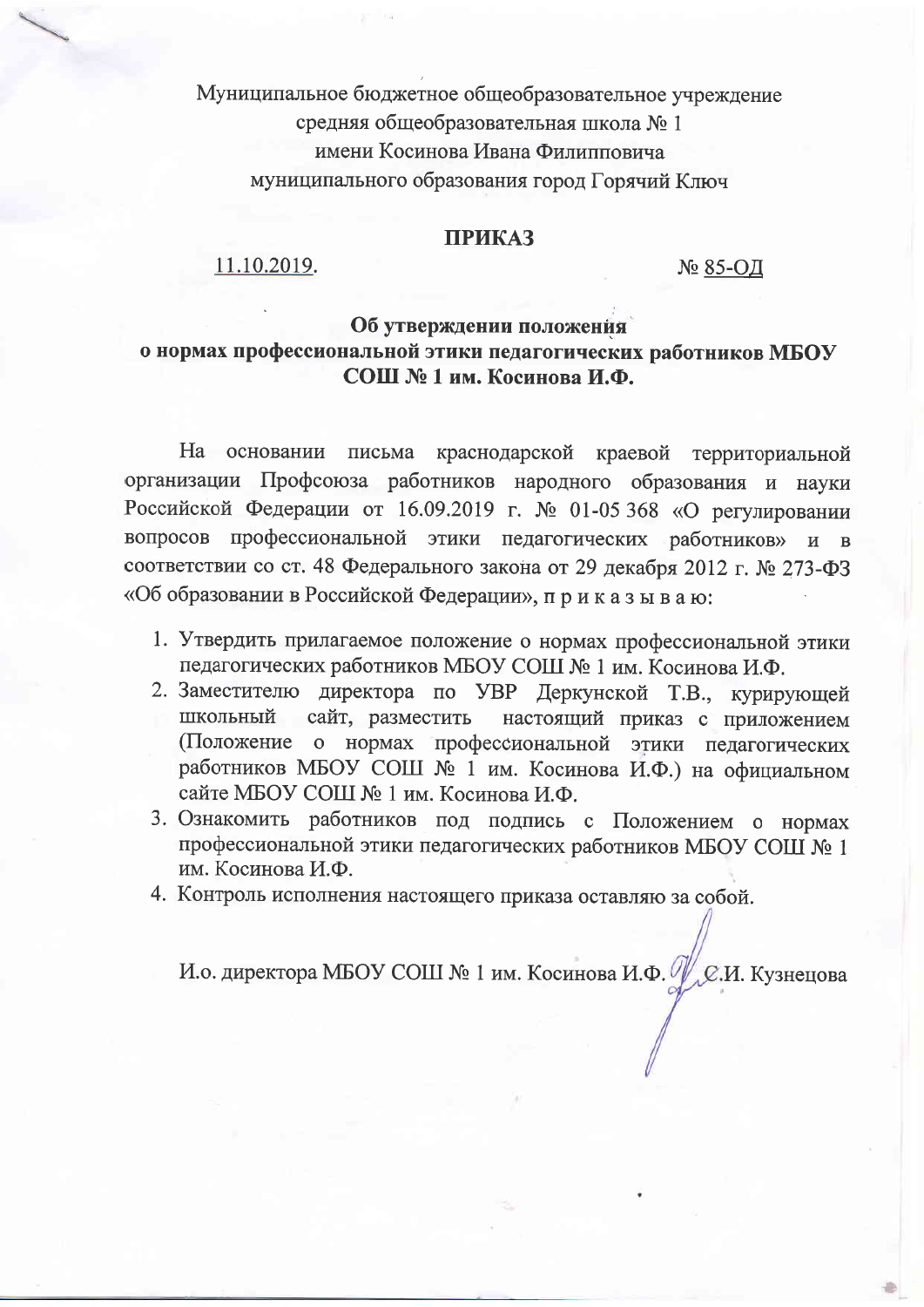Муниципальное бюджетное общеобразовательное учреждение
средняя общеобразовательная школа № 1
имени Косинова Ивана Филипповича
муниципального образования город Горячий Ключ

# ПРИКАЗ

11.10.2019. № 85-ОД

**Об утверждении положения о нормах профессиональной этики педагогических работников МБОУ СОШ № 1 им. Косинова И.Ф.**

На основании письма краснодарской краевой территориальной организации Профсоюза работников народного образования и науки Российской Федерации от 16.09.2019 г. № 01-05 368 «О регулировании вопросов профессиональной этики педагогических работников» и в соответствии со ст. 48 Федерального закона от 29 декабря 2012 г. № 273-ФЗ «Об образовании в Российской Федерации», п р и к а з ы в а ю:

1. Утвердить прилагаемое положение о нормах профессиональной этики педагогических работников МБОУ СОШ № 1 им. Косинова И.Ф.
2. Заместителю директора по УВР Деркунской Т.В., курирующей школьный сайт, разместить настоящий приказ с приложением (Положение о нормах профессиональной этики педагогических работников МБОУ СОШ № 1 им. Косинова И.Ф.) на официальном сайте МБОУ СОШ № 1 им. Косинова И.Ф.
3. Ознакомить работников под подпись с Положением о нормах профессиональной этики педагогических работников МБОУ СОШ № 1 им. Косинова И.Ф.
4. Контроль исполнения настоящего приказа оставляю за собой.

И.о. директора МБОУ СОШ № 1 им. Косинова И.Ф. С.И. Кузнецова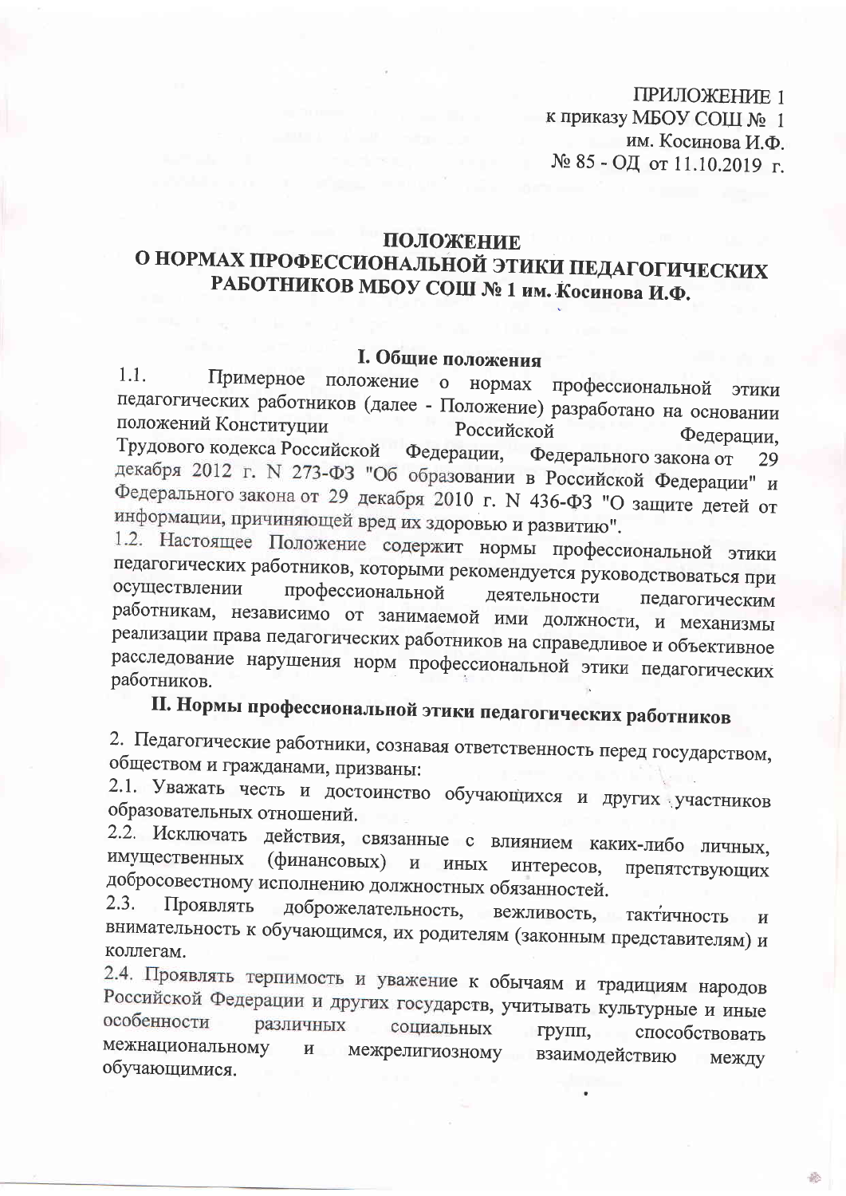ПРИЛОЖЕНИЕ 1
к приказу МБОУ СОШ № 1
им. Косинова И.Ф.
№ 85 - ОД от 11.10.2019 г.

# ПОЛОЖЕНИЕ
# О НОРМАХ ПРОФЕССИОНАЛЬНОЙ ЭТИКИ ПЕДАГОГИЧЕСКИХ РАБОТНИКОВ МБОУ СОШ № 1 им. Косинова И.Ф.

## I. Общие положения

1.1. Примерное положение о нормах профессиональной этики педагогических работников (далее - Положение) разработано на основании положений Конституции Российской Федерации, Трудового кодекса Российской Федерации, Федерального закона от 29 декабря 2012 г. N 273-ФЗ "Об образовании в Российской Федерации" и Федерального закона от 29 декабря 2010 г. N 436-ФЗ "О защите детей от информации, причиняющей вред их здоровью и развитию".

1.2. Настоящее Положение содержит нормы профессиональной этики педагогических работников, которыми рекомендуется руководствоваться при осуществлении профессиональной деятельности педагогическим работникам, независимо от занимаемой ими должности, и механизмы реализации права педагогических работников на справедливое и объективное расследование нарушения норм профессиональной этики педагогических работников.

## II. Нормы профессиональной этики педагогических работников

2. Педагогические работники, сознавая ответственность перед государством, обществом и гражданами, призваны:

2.1. Уважать честь и достоинство обучающихся и других участников образовательных отношений.

2.2. Исключать действия, связанные с влиянием каких-либо личных, имущественных (финансовых) и иных интересов, препятствующих добросовестному исполнению должностных обязанностей.

2.3. Проявлять доброжелательность, вежливость, тактичность и внимательность к обучающимся, их родителям (законным представителям) и коллегам.

2.4. Проявлять терпимость и уважение к обычаям и традициям народов Российской Федерации и других государств, учитывать культурные и иные особенности различных социальных групп, способствовать межнациональному и межрелигиозному взаимодействию между обучающимися.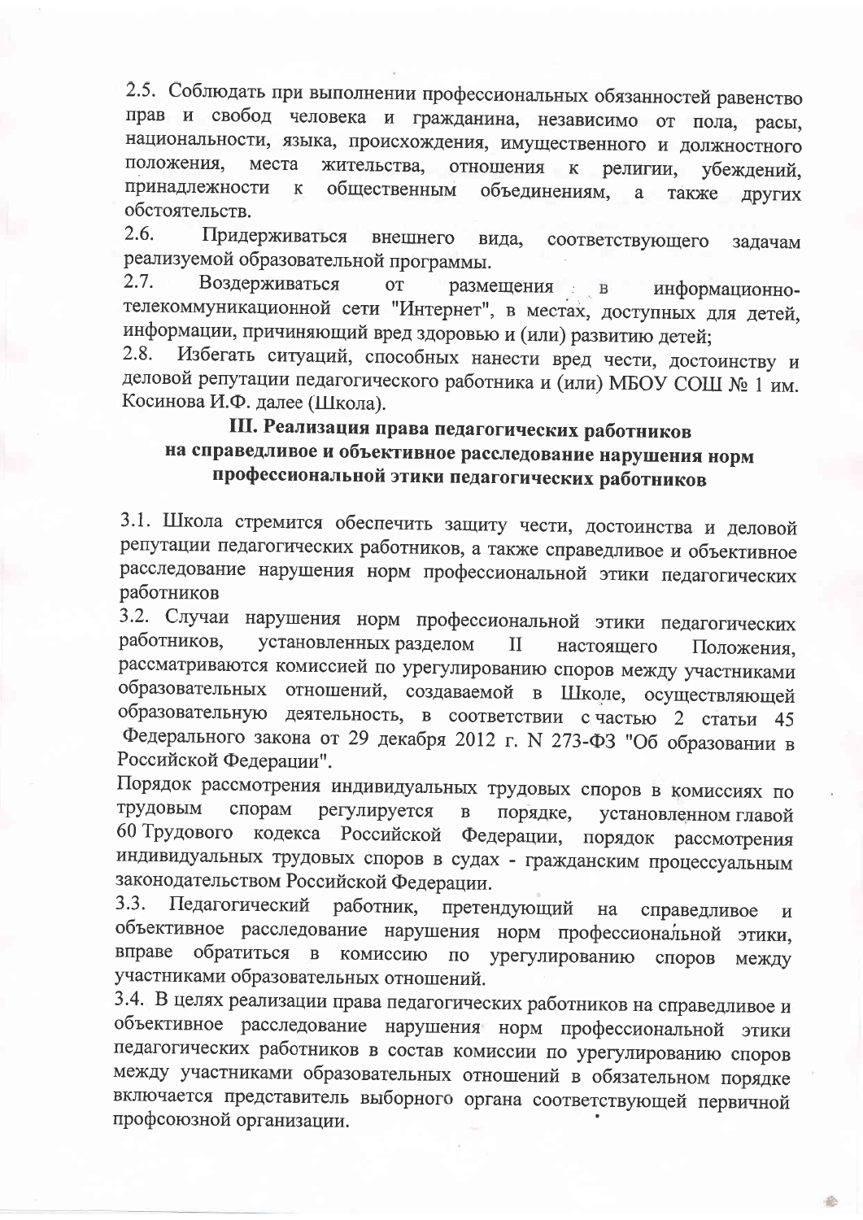2.5. Соблюдать при выполнении профессиональных обязанностей равенство прав и свобод человека и гражданина, независимо от пола, расы, национальности, языка, происхождения, имущественного и должностного положения, места жительства, отношения к религии, убеждений, принадлежности к общественным объединениям, а также других обстоятельств.

2.6. Придерживаться внешнего вида, соответствующего задачам реализуемой образовательной программы.

2.7. Воздерживаться от размещения в информационно-телекоммуникационной сети "Интернет", в местах, доступных для детей, информации, причиняющий вред здоровью и (или) развитию детей;

2.8. Избегать ситуаций, способных нанести вред чести, достоинству и деловой репутации педагогического работника и (или) МБОУ СОШ № 1 им. Косинова И.Ф. далее (Школа).

## III. Реализация права педагогических работников на справедливое и объективное расследование нарушения норм профессиональной этики педагогических работников

3.1. Школа стремится обеспечить защиту чести, достоинства и деловой репутации педагогических работников, а также справедливое и объективное расследование нарушения норм профессиональной этики педагогических работников

3.2. Случаи нарушения норм профессиональной этики педагогических работников, установленных разделом II настоящего Положения, рассматриваются комиссией по урегулированию споров между участниками образовательных отношений, создаваемой в Школе, осуществляющей образовательную деятельность, в соответствии с частью 2 статьи 45 Федерального закона от 29 декабря 2012 г. N 273-ФЗ "Об образовании в Российской Федерации".

Порядок рассмотрения индивидуальных трудовых споров в комиссиях по трудовым спорам регулируется в порядке, установленном главой 60 Трудового кодекса Российской Федерации, порядок рассмотрения индивидуальных трудовых споров в судах - гражданским процессуальным законодательством Российской Федерации.

3.3. Педагогический работник, претендующий на справедливое и объективное расследование нарушения норм профессиональной этики, вправе обратиться в комиссию по урегулированию споров между участниками образовательных отношений.

3.4. В целях реализации права педагогических работников на справедливое и объективное расследование нарушения норм профессиональной этики педагогических работников в состав комиссии по урегулированию споров между участниками образовательных отношений в обязательном порядке включается представитель выборного органа соответствующей первичной профсоюзной организации.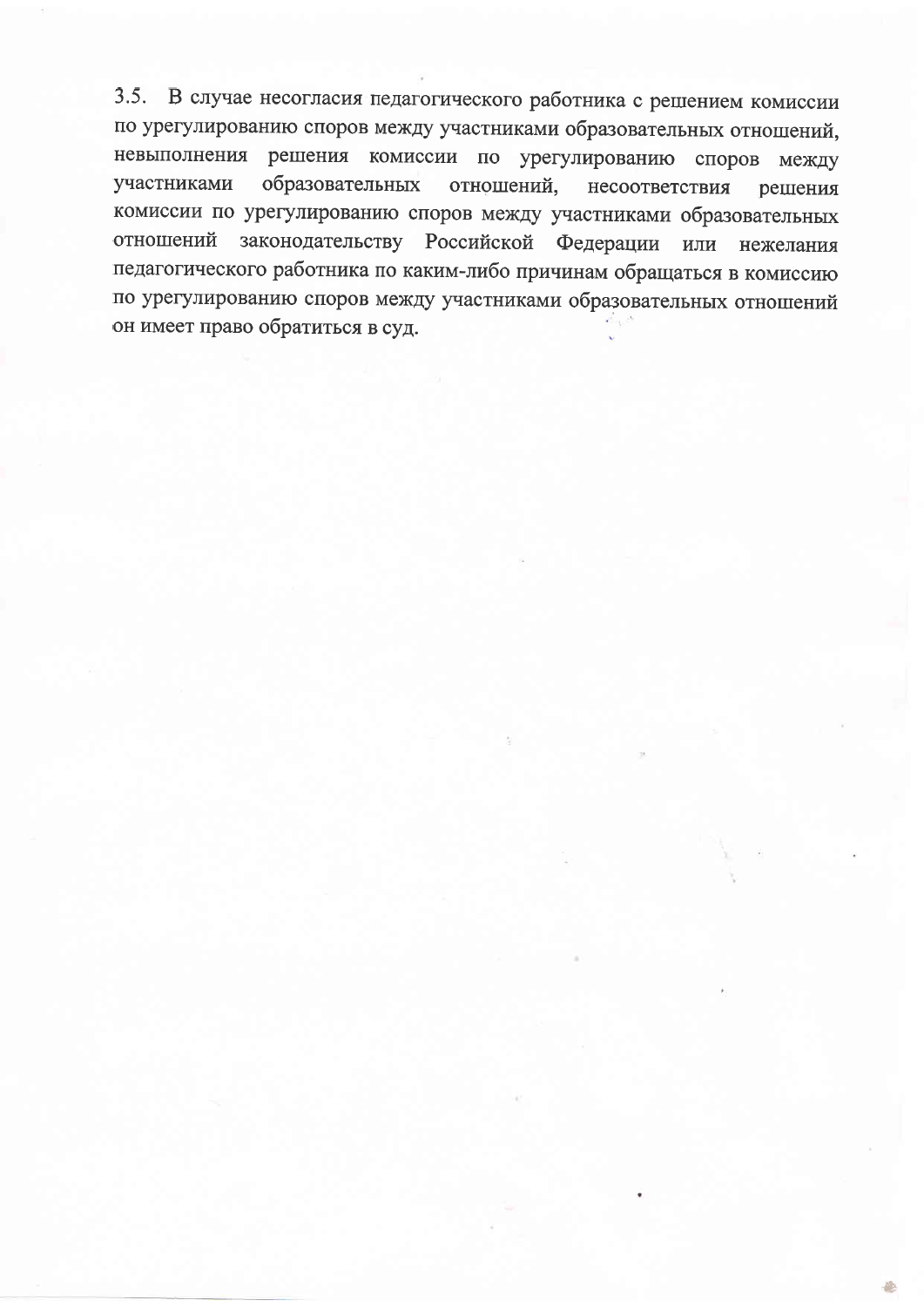3.5. В случае несогласия педагогического работника с решением комиссии по урегулированию споров между участниками образовательных отношений, невыполнения решения комиссии по урегулированию споров между участниками образовательных отношений, несоответствия решения комиссии по урегулированию споров между участниками образовательных отношений законодательству Российской Федерации или нежелания педагогического работника по каким-либо причинам обращаться в комиссию по урегулированию споров между участниками образовательных отношений он имеет право обратиться в суд.